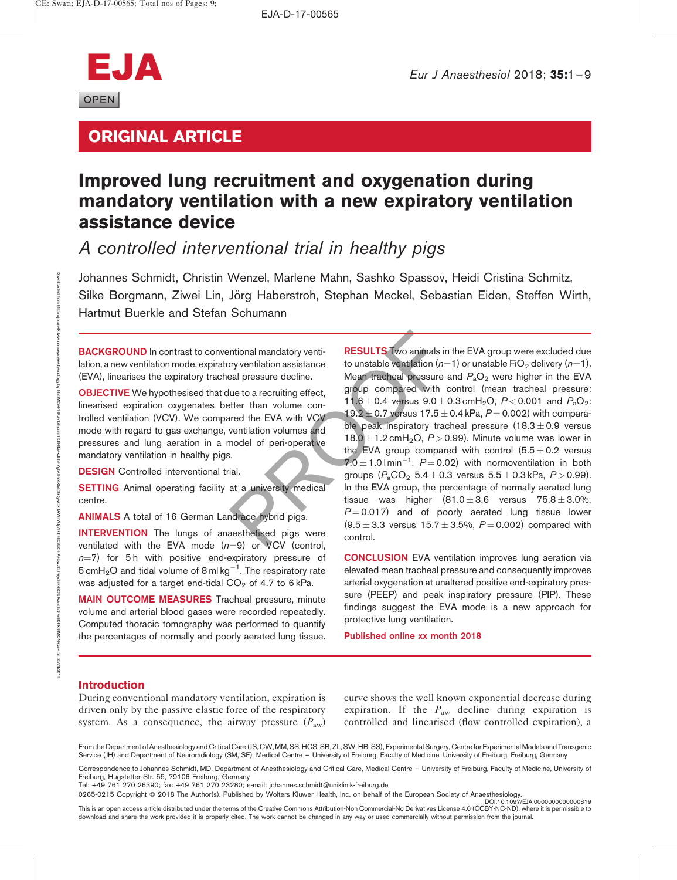# Improved lung recruitment and oxygenation during mandatory ventilation with a new expiratory ventilation assistance device

## A controlled interventional trial in healthy pigs

Johannes Schmidt, Christin Wenzel, Marlene Mahn, Sashko Spassov, Heidi Cristina Schmitz, Silke Borgmann, Ziwei Lin, Jörg Haberstroh, Stephan Meckel, Sebastian Eiden, Steffen Wirth, Hartmut Buerkle and Stefan Schumann

**BACKGROUND** In contrast to conventional mandatory ventilation, a new ventilation mode, expiratory ventilation assistance (EVA), linearises the expiratory tracheal pressure decline.

**OBJECTIVE** We hypothesised that due to a recruiting effect, linearised expiration oxygenates better than volume controlled ventilation (VCV). We compared the EVA with VCV mode with regard to gas exchange, ventilation volumes and pressures and lung aeration in a model of peri-operative mandatory ventilation in healthy pigs.

**DESIGN** Controlled interventional trial.

**SETTING** Animal operating facility at a university medical centre.

**ANIMALS** A total of 16 German Landrace hybrid pigs.

**INTERVENTION** The lungs of anaesthetised pigs were ventilated with the EVA mode ($n=9$) or VCV (control, $n=7$) for 5 h with positive end-expiratory pressure of 5 $cmH_2O$ and tidal volume of 8 $ml\,kg^{-1}$. The respiratory rate was adjusted for a target end-tidal $CO_2$ of 4.7 to 6 kPa.

**MAIN OUTCOME MEASURES** Tracheal pressure, minute volume and arterial blood gases were recorded repeatedly. Computed thoracic tomography was performed to quantify the percentages of normally and poorly aerated lung tissue.

**RESULTS** Two animals in the EVA group were excluded due to unstable ventilation ($n=1$) or unstable $FiO_2$ delivery ($n=1$). Mean tracheal pressure and $P_aO_2$ were higher in the EVA group compared with control (mean tracheal pressure: $11.6 \pm 0.4$ versus $9.0 \pm 0.3$ $cmH_2O$, $P<0.001$ and $P_aO_2$: $19.2 \pm 0.7$ versus $17.5 \pm 0.4$ kPa, $P=0.002$) with comparable peak inspiratory tracheal pressure ($18.3 \pm 0.9$ versus $18.0 \pm 1.2$ $cmH_2O$, $P>0.99$). Minute volume was lower in the EVA group compared with control ($5.5 \pm 0.2$ versus $7.0 \pm 1.0$ $l\,min^{-1}$, $P=0.02$) with normoventilation in both groups ($P_aCO_2$ $5.4 \pm 0.3$ versus $5.5 \pm 0.3$ kPa, $P>0.99$). In the EVA group, the percentage of normally aerated lung tissue was higher ($81.0 \pm 3.6$ versus $75.8 \pm 3.0\%$, $P=0.017$) and of poorly aerated lung tissue lower ($9.5 \pm 3.3$ versus $15.7 \pm 3.5\%$, $P=0.002$) compared with control.

**CONCLUSION** EVA ventilation improves lung aeration via elevated mean tracheal pressure and consequently improves arterial oxygenation at unaltered positive end-expiratory pressure (PEEP) and peak inspiratory pressure (PIP). These findings suggest the EVA mode is a new approach for protective lung ventilation.

Published online xx month 2018

## Introduction

During conventional mandatory ventilation, expiration is driven only by the passive elastic force of the respiratory system. As a consequence, the airway pressure ($P_{aw}$) curve shows the well known exponential decrease during expiration. If the $P_{aw}$ decline during expiration is controlled and linearised (flow controlled expiration), a

From the Department of Anesthesiology and Critical Care (JS, CW, MM, SS, HCS, SB, ZL, SW, HB, SS), Experimental Surgery, Centre for Experimental Models and Transgenic Service (JH) and Department of Neuroradiology (SM, SE), Medical Centre – University of Freiburg, Faculty of Medicine, University of Freiburg, Freiburg, Germany

Correspondence to Johannes Schmidt, MD, Department of Anesthesiology and Critical Care, Medical Centre – University of Freiburg, Faculty of Medicine, University of Freiburg, Hugstetter Str. 55, 79106 Freiburg, Germany
Tel: +49 761 270 26390; fax: +49 761 270 23280; e-mail: johannes.schmidt@uniklinik-freiburg.de

0265-0215 Copyright © 2018 The Author(s). Published by Wolters Kluwer Health, Inc. on behalf of the European Society of Anaesthesiology. DOI:10.1097/EJA.0000000000000819

This is an open access article distributed under the terms of the Creative Commons Attribution-Non Commercial-No Derivatives License 4.0 (CCBY-NC-ND), where it is permissible to download and share the work provided it is properly cited. The work cannot be changed in any way or used commercially without permission from the journal.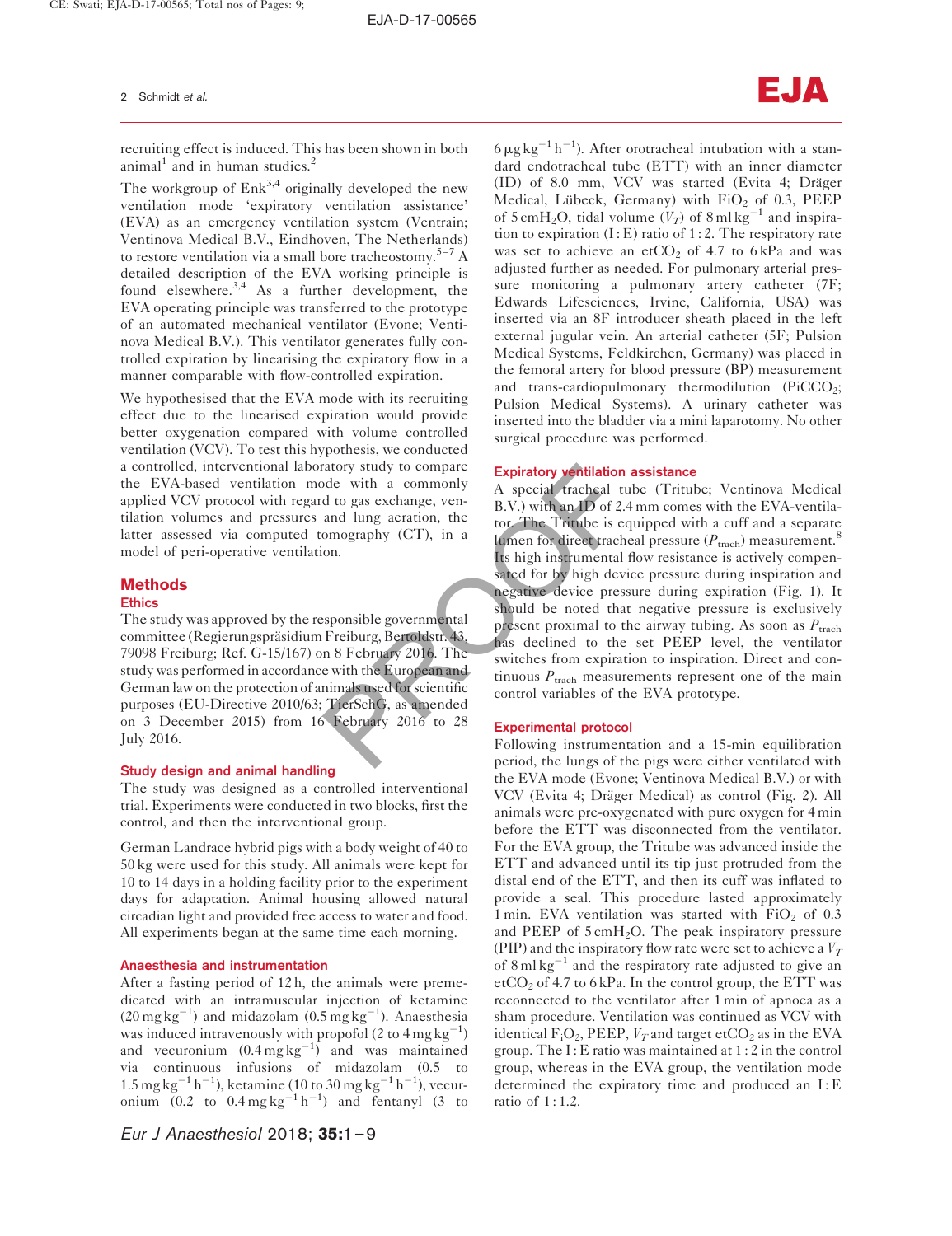recruiting effect is induced. This has been shown in both animal[1] and in human studies.[2]

The workgroup of Enk[3,4] originally developed the new ventilation mode 'expiratory ventilation assistance' (EVA) as an emergency ventilation system (Ventrain; Ventinova Medical B.V., Eindhoven, The Netherlands) to restore ventilation via a small bore tracheostomy.[5–7] A detailed description of the EVA working principle is found elsewhere.[3,4] As a further development, the EVA operating principle was transferred to the prototype of an automated mechanical ventilator (Evone; Ventinova Medical B.V.). This ventilator generates fully controlled expiration by linearising the expiratory flow in a manner comparable with flow-controlled expiration.

We hypothesised that the EVA mode with its recruiting effect due to the linearised expiration would provide better oxygenation compared with volume controlled ventilation (VCV). To test this hypothesis, we conducted a controlled, interventional laboratory study to compare the EVA-based ventilation mode with a commonly applied VCV protocol with regard to gas exchange, ventilation volumes and pressures and lung aeration, the latter assessed via computed tomography (CT), in a model of peri-operative ventilation.

## Methods

### Ethics

The study was approved by the responsible governmental committee (Regierungspräsidium Freiburg, Bertoldstr. 43, 79098 Freiburg; Ref. G-15/167) on 8 February 2016. The study was performed in accordance with the European and German law on the protection of animals used for scientific purposes (EU-Directive 2010/63; TierSchG, as amended on 3 December 2015) from 16 February 2016 to 28 July 2016.

### Study design and animal handling

The study was designed as a controlled interventional trial. Experiments were conducted in two blocks, first the control, and then the interventional group.

German Landrace hybrid pigs with a body weight of 40 to 50 kg were used for this study. All animals were kept for 10 to 14 days in a holding facility prior to the experiment days for adaptation. Animal housing allowed natural circadian light and provided free access to water and food. All experiments began at the same time each morning.

### Anaesthesia and instrumentation

After a fasting period of 12 h, the animals were premedicated with an intramuscular injection of ketamine ($20\,mg\,kg^{-1}$) and midazolam ($0.5\,mg\,kg^{-1}$). Anaesthesia was induced intravenously with propofol (2 to $4\,mg\,kg^{-1}$) and vecuronium ($0.4\,mg\,kg^{-1}$) and was maintained via continuous infusions of midazolam (0.5 to $1.5\,mg\,kg^{-1}\,h^{-1}$), ketamine (10 to $30\,mg\,kg^{-1}\,h^{-1}$), vecuronium (0.2 to $0.4\,mg\,kg^{-1}\,h^{-1}$) and fentanyl (3 to $6\,\mu g\,kg^{-1}\,h^{-1}$). After orotracheal intubation with a standard endotracheal tube (ETT) with an inner diameter (ID) of 8.0 mm, VCV was started (Evita 4; Dräger Medical, Lübeck, Germany) with $FiO_2$ of 0.3, PEEP of $5\,cmH_2O$, tidal volume ($V_T$) of $8\,ml\,kg^{-1}$ and inspiration to expiration (I : E) ratio of 1 : 2. The respiratory rate was set to achieve an $etCO_2$ of 4.7 to 6 kPa and was adjusted further as needed. For pulmonary arterial pressure monitoring a pulmonary artery catheter (7F; Edwards Lifesciences, Irvine, California, USA) was inserted via an 8F introducer sheath placed in the left external jugular vein. An arterial catheter (5F; Pulsion Medical Systems, Feldkirchen, Germany) was placed in the femoral artery for blood pressure (BP) measurement and trans-cardiopulmonary thermodilution ($PiCCO_2$; Pulsion Medical Systems). A urinary catheter was inserted into the bladder via a mini laparotomy. No other surgical procedure was performed.

### Expiratory ventilation assistance

A special tracheal tube (Tritube; Ventinova Medical B.V.) with an ID of 2.4 mm comes with the EVA-ventilator. The Tritube is equipped with a cuff and a separate lumen for direct tracheal pressure ($P_{trach}$) measurement.[8] Its high instrumental flow resistance is actively compensated for by high device pressure during inspiration and negative device pressure during expiration (Fig. 1). It should be noted that negative pressure is exclusively present proximal to the airway tubing. As soon as $P_{trach}$ has declined to the set PEEP level, the ventilator switches from expiration to inspiration. Direct and continuous $P_{trach}$ measurements represent one of the main control variables of the EVA prototype.

### Experimental protocol

Following instrumentation and a 15-min equilibration period, the lungs of the pigs were either ventilated with the EVA mode (Evone; Ventinova Medical B.V.) or with VCV (Evita 4; Dräger Medical) as control (Fig. 2). All animals were pre-oxygenated with pure oxygen for 4 min before the ETT was disconnected from the ventilator. For the EVA group, the Tritube was advanced inside the ETT and advanced until its tip just protruded from the distal end of the ETT, and then its cuff was inflated to provide a seal. This procedure lasted approximately 1 min. EVA ventilation was started with $FiO_2$ of 0.3 and PEEP of $5\,cmH_2O$. The peak inspiratory pressure (PIP) and the inspiratory flow rate were set to achieve a $V_T$ of $8\,ml\,kg^{-1}$ and the respiratory rate adjusted to give an $etCO_2$ of 4.7 to 6 kPa. In the control group, the ETT was reconnected to the ventilator after 1 min of apnoea as a sham procedure. Ventilation was continued as VCV with identical $F_iO_2$, PEEP, $V_T$ and target $etCO_2$ as in the EVA group. The I : E ratio was maintained at 1 : 2 in the control group, whereas in the EVA group, the ventilation mode determined the expiratory time and produced an I : E ratio of 1 : 1.2.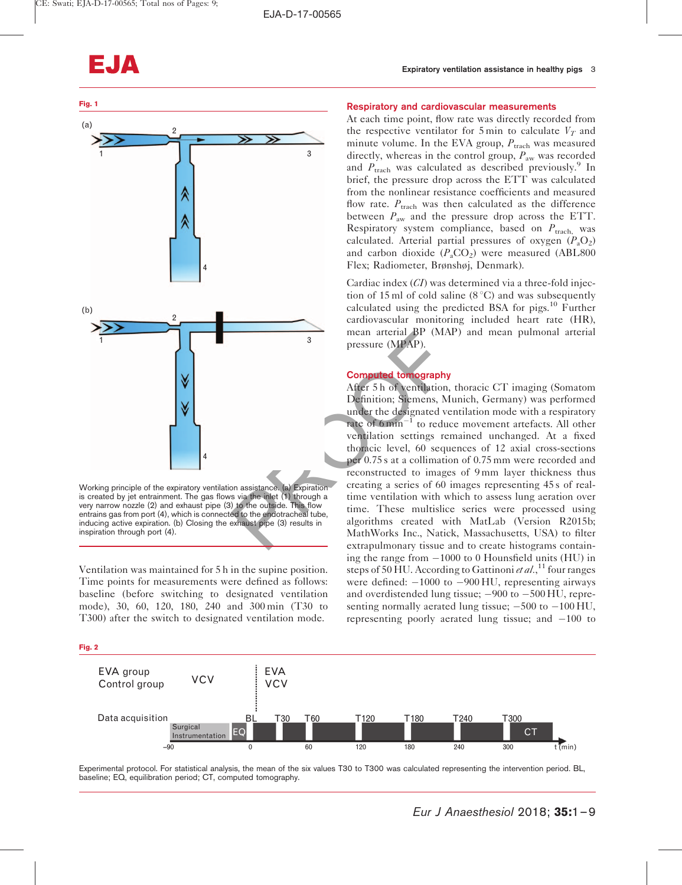Fig. 1

Working principle of the expiratory ventilation assistance. (a) Expiration is created by jet entrainment. The gas flows via the inlet (1) through a very narrow nozzle (2) and exhaust pipe (3) to the outside. This flow entrains gas from port (4), which is connected to the endotracheal tube, inducing active expiration. (b) Closing the exhaust pipe (3) results in inspiration through port (4).

Ventilation was maintained for 5 h in the supine position. Time points for measurements were defined as follows: baseline (before switching to designated ventilation mode), 30, 60, 120, 180, 240 and 300 min (T30 to T300) after the switch to designated ventilation mode.

## Respiratory and cardiovascular measurements

At each time point, flow rate was directly recorded from the respective ventilator for 5 min to calculate $V_T$ and minute volume. In the EVA group, $P_{trach}$ was measured directly, whereas in the control group, $P_{aw}$ was recorded and $P_{trach}$ was calculated as described previously.[9] In brief, the pressure drop across the ETT was calculated from the nonlinear resistance coefficients and measured flow rate. $P_{trach}$ was then calculated as the difference between $P_{aw}$ and the pressure drop across the ETT. Respiratory system compliance, based on $P_{trach,}$ was calculated. Arterial partial pressures of oxygen ($P_aO_2$) and carbon dioxide ($P_aCO_2$) were measured (ABL800 Flex; Radiometer, Brønshøj, Denmark).

Cardiac index (*CI*) was determined via a three-fold injection of 15 ml of cold saline (8 °C) and was subsequently calculated using the predicted BSA for pigs.[10] Further cardiovascular monitoring included heart rate (HR), mean arterial BP (MAP) and mean pulmonal arterial pressure (MPAP).

## Computed tomography

After 5 h of ventilation, thoracic CT imaging (Somatom Definition; Siemens, Munich, Germany) was performed under the designated ventilation mode with a respiratory rate of 6 min$^{-1}$ to reduce movement artefacts. All other ventilation settings remained unchanged. At a fixed thoracic level, 60 sequences of 12 axial cross-sections per 0.75 s at a collimation of 0.75 mm were recorded and reconstructed to images of 9 mm layer thickness thus creating a series of 60 images representing 45 s of real-time ventilation with which to assess lung aeration over time. These multislice series were processed using algorithms created with MatLab (Version R2015b; MathWorks Inc., Natick, Massachusetts, USA) to filter extrapulmonary tissue and to create histograms containing the range from −1000 to 0 Hounsfield units (HU) in steps of 50 HU. According to Gattinoni *et al.*,[11] four ranges were defined: −1000 to −900 HU, representing airways and overdistended lung tissue; −900 to −500 HU, representing normally aerated lung tissue; −500 to −100 HU, representing poorly aerated lung tissue; and −100 to

Fig. 2

Experimental protocol. For statistical analysis, the mean of the six values T30 to T300 was calculated representing the intervention period. BL, baseline; EQ, equilibration period; CT, computed tomography.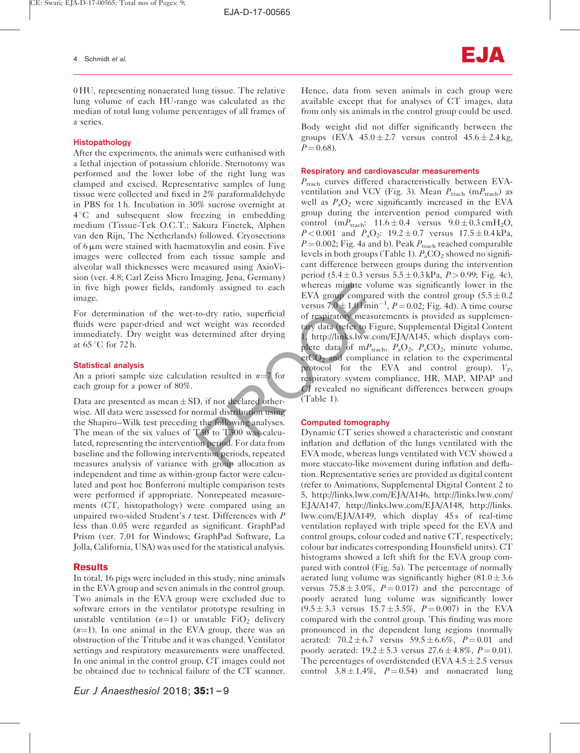0 HU, representing nonaerated lung tissue. The relative lung volume of each HU-range was calculated as the median of total lung volume percentages of all frames of a series.

### Histopathology

After the experiments, the animals were euthanised with a lethal injection of potassium chloride. Sternotomy was performed and the lower lobe of the right lung was clamped and excised. Representative samples of lung tissue were collected and fixed in 2% paraformaldehyde in PBS for 1 h. Incubation in 30% sucrose overnight at 4 °C and subsequent slow freezing in embedding medium (Tissue-Tek O.C.T.; Sakura Finetek, Alphen van den Rijn, The Netherlands) followed. Cryosections of 6 μm were stained with haematoxylin and eosin. Five images were collected from each tissue sample and alveolar wall thicknesses were measured using AxioVision (ver. 4.8; Carl Zeiss Micro Imaging, Jena, Germany) in five high power fields, randomly assigned to each image.

For determination of the wet-to-dry ratio, superficial fluids were paper-dried and wet weight was recorded immediately. Dry weight was determined after drying at 65 °C for 72 h.

### Statistical analysis

An a priori sample size calculation resulted in $n=7$ for each group for a power of 80%.

Data are presented as mean ± SD, if not declared otherwise. All data were assessed for normal distribution using the Shapiro–Wilk test preceding the following analyses. The mean of the six values of T30 to T300 was calculated, representing the intervention period. For data from baseline and the following intervention periods, repeated measures analysis of variance with group allocation as independent and time as within-group factor were calculated and post hoc Bonferroni multiple comparison tests were performed if appropriate. Nonrepeated measurements (CT, histopathology) were compared using an unpaired two-sided Student's *t* test. Differences with *P* less than 0.05 were regarded as significant. GraphPad Prism (ver. 7.01 for Windows; GraphPad Software, La Jolla, California, USA) was used for the statistical analysis.

## Results

In total, 16 pigs were included in this study, nine animals in the EVA group and seven animals in the control group. Two animals in the EVA group were excluded due to software errors in the ventilator prototype resulting in unstable ventilation ($n=1$) or unstable $FiO_2$ delivery ($n=1$). In one animal in the EVA group, there was an obstruction of the Tritube and it was changed. Ventilator settings and respiratory measurements were unaffected. In one animal in the control group, CT images could not be obtained due to technical failure of the CT scanner. Hence, data from seven animals in each group were available except that for analyses of CT images, data from only six animals in the control group could be used.

Body weight did not differ significantly between the groups (EVA 45.0 ± 2.7 versus control 45.6 ± 2.4 kg, $P=0.68$).

### Respiratory and cardiovascular measurements

$P_{trach}$ curves differed characteristically between EVA-ventilation and VCV (Fig. 3). Mean $P_{trach}$ (m$P_{trach}$) as well as $P_aO_2$ were significantly increased in the EVA group during the intervention period compared with control (m$P_{trach}$: 11.6 ± 0.4 versus 9.0 ± 0.3 cmH$_2$O, $P<0.001$ and $P_aO_2$: 19.2 ± 0.7 versus 17.5 ± 0.4 kPa, $P=0.002$; Fig. 4a and b). Peak $P_{trach}$ reached comparable levels in both groups (Table 1). $P_aCO_2$ showed no significant difference between groups during the intervention period (5.4 ± 0.3 versus 5.5 ± 0.3 kPa, $P>0.99$; Fig. 4c), whereas minute volume was significantly lower in the EVA group compared with the control group (5.5 ± 0.2 versus 7.0 ± 1.0 l min$^{-1}$, $P=0.02$; Fig. 4d). A time course of respiratory measurements is provided as supplementary data (refer to Figure, Supplemental Digital Content 1, http://links.lww.com/EJA/A145, which displays complete data of m$P_{trach}$, $P_aO_2$, $P_aCO_2$, minute volume, et$CO_2$ and compliance in relation to the experimental protocol for the EVA and control group). $V_T$, respiratory system compliance, HR, MAP, MPAP and CI revealed no significant differences between groups (Table 1).

### Computed tomography

Dynamic CT series showed a characteristic and constant inflation and deflation of the lungs ventilated with the EVA mode, whereas lungs ventilated with VCV showed a more staccato-like movement during inflation and deflation. Representative series are provided as digital content (refer to Animations, Supplemental Digital Content 2 to 5, http://links.lww.com/EJA/A146, http://links.lww.com/EJA/A147, http://links.lww.com/EJA/A148, http://links.lww.com/EJA/A149, which display 45 s of real-time ventilation replayed with triple speed for the EVA and control groups, colour coded and native CT, respectively; colour bar indicates corresponding Hounsfield units). CT histograms showed a left shift for the EVA group compared with control (Fig. 5a). The percentage of normally aerated lung volume was significantly higher (81.0 ± 3.6 versus 75.8 ± 3.0%, $P=0.017$) and the percentage of poorly aerated lung volume was significantly lower (9.5 ± 3.3 versus 15.7 ± 3.5%, $P=0.007$) in the EVA compared with the control group. This finding was more pronounced in the dependent lung regions (normally aerated: 70.2 ± 6.7 versus 59.5 ± 6.6%, $P=0.01$ and poorly aerated: 19.2 ± 5.3 versus 27.6 ± 4.8%, $P=0.01$). The percentages of overdistended (EVA 4.5 ± 2.5 versus control 3.8 ± 1.4%, $P=0.54$) and nonaerated lung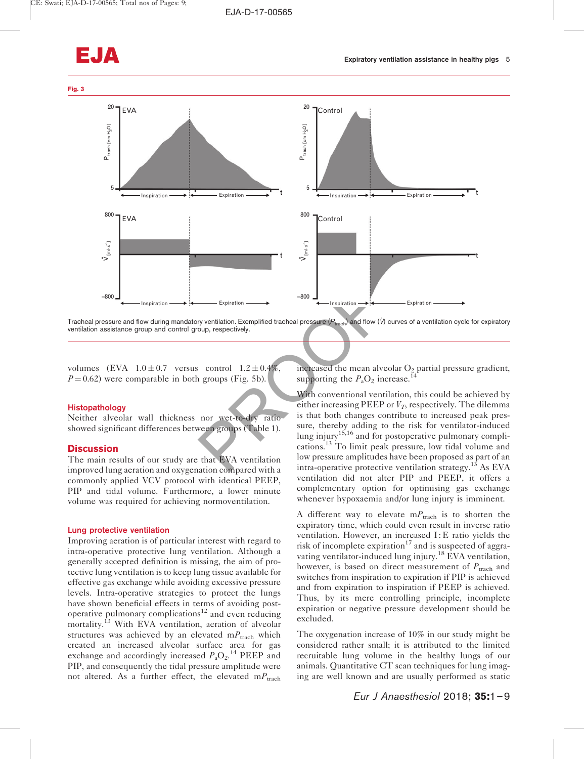Fig. 3

Tracheal pressure and flow during mandatory ventilation. Exemplified tracheal pressure ($P_{trach}$) and flow ($\dot{V}$) curves of a ventilation cycle for expiratory ventilation assistance group and control group, respectively.

volumes (EVA 1.0 ± 0.7 versus control 1.2 ± 0.4%, $P = 0.62$) were comparable in both groups (Fig. 5b).

### Histopathology

Neither alveolar wall thickness nor wet-to-dry ratio showed significant differences between groups (Table 1).

## Discussion

The main results of our study are that EVA ventilation improved lung aeration and oxygenation compared with a commonly applied VCV protocol with identical PEEP, PIP and tidal volume. Furthermore, a lower minute volume was required for achieving normoventilation.

### Lung protective ventilation

Improving aeration is of particular interest with regard to intra-operative protective lung ventilation. Although a generally accepted definition is missing, the aim of protective lung ventilation is to keep lung tissue available for effective gas exchange while avoiding excessive pressure levels. Intra-operative strategies to protect the lungs have shown beneficial effects in terms of avoiding postoperative pulmonary complications[12] and even reducing mortality.[13] With EVA ventilation, aeration of alveolar structures was achieved by an elevated $mP_{trach}$ which created an increased alveolar surface area for gas exchange and accordingly increased $P_aO_2$.[14] PEEP and PIP, and consequently the tidal pressure amplitude were not altered. As a further effect, the elevated $mP_{trach}$ increased the mean alveolar $O_2$ partial pressure gradient, supporting the $P_aO_2$ increase.[14]

With conventional ventilation, this could be achieved by either increasing PEEP or $V_T$, respectively. The dilemma is that both changes contribute to increased peak pressure, thereby adding to the risk for ventilator-induced lung injury[15,16] and for postoperative pulmonary complications.[13] To limit peak pressure, low tidal volume and low pressure amplitudes have been proposed as part of an intra-operative protective ventilation strategy.[13] As EVA ventilation did not alter PIP and PEEP, it offers a complementary option for optimising gas exchange whenever hypoxaemia and/or lung injury is imminent.

A different way to elevate $mP_{trach}$ is to shorten the expiratory time, which could even result in inverse ratio ventilation. However, an increased I : E ratio yields the risk of incomplete expiration[17] and is suspected of aggravating ventilator-induced lung injury.[18] EVA ventilation, however, is based on direct measurement of $P_{trach}$ and switches from inspiration to expiration if PIP is achieved and from expiration to inspiration if PEEP is achieved. Thus, by its mere controlling principle, incomplete expiration or negative pressure development should be excluded.

The oxygenation increase of 10% in our study might be considered rather small; it is attributed to the limited recruitable lung volume in the healthy lungs of our animals. Quantitative CT scan techniques for lung imaging are well known and are usually performed as static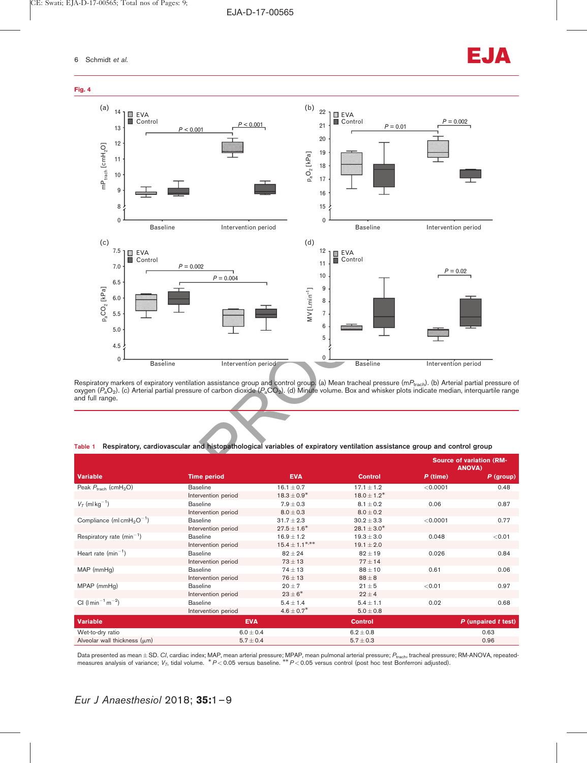**Fig. 4**

Respiratory markers of expiratory ventilation assistance group and control group. (a) Mean tracheal pressure ($mP_{trach}$). (b) Arterial partial pressure of oxygen ($P_aO_2$). (c) Arterial partial pressure of carbon dioxide ($P_aCO_2$). (d) Minute volume. Box and whisker plots indicate median, interquartile range and full range.

**Table 1** Respiratory, cardiovascular and histopathological variables of expiratory ventilation assistance group and control group

| Variable | Time period | EVA | Control | Source of variation (RM-ANOVA) *P* (time) | *P* (group) |
|---|---|---|---|---|---|
| Peak $P_{trach}$ ($cmH_2O$) | Baseline | 16.1 ± 0.7 | 17.1 ± 1.2 | <0.0001 | 0.48 |
| | Intervention period | 18.3 ± 0.9* | 18.0 ± 1.2* | | |
| $V_T$ (ml kg$^{-1}$) | Baseline | 7.9 ± 0.3 | 8.1 ± 0.2 | 0.06 | 0.87 |
| | Intervention period | 8.0 ± 0.3 | 8.0 ± 0.2 | | |
| Compliance (ml $cmH_2O^{-1}$) | Baseline | 31.7 ± 2.3 | 30.2 ± 3.3 | <0.0001 | 0.77 |
| | Intervention period | 27.5 ± 1.6* | 28.1 ± 3.0* | | |
| Respiratory rate (min$^{-1}$) | Baseline | 16.9 ± 1.2 | 19.3 ± 3.0 | 0.048 | <0.01 |
| | Intervention period | 15.4 ± 1.1*,** | 19.1 ± 2.0 | | |
| Heart rate (min$^{-1}$) | Baseline | 82 ± 24 | 82 ± 19 | 0.026 | 0.84 |
| | Intervention period | 73 ± 13 | 77 ± 14 | | |
| MAP (mmHg) | Baseline | 74 ± 13 | 88 ± 10 | 0.61 | 0.06 |
| | Intervention period | 76 ± 13 | 88 ± 8 | | |
| MPAP (mmHg) | Baseline | 20 ± 7 | 21 ± 5 | <0.01 | 0.97 |
| | Intervention period | 23 ± 6* | 22 ± 4 | | |
| CI (l min$^{-1}$ m$^{-2}$) | Baseline | 5.4 ± 1.4 | 5.4 ± 1.1 | 0.02 | 0.68 |
| | Intervention period | 4.6 ± 0.7* | 5.0 ± 0.8 | | |

| Variable | EVA | Control | *P* (unpaired *t* test) |
|---|---|---|---|
| Wet-to-dry ratio | 6.0 ± 0.4 | 6.2 ± 0.8 | 0.63 |
| Alveolar wall thickness (μm) | 5.7 ± 0.4 | 5.7 ± 0.3 | 0.96 |

Data presented as mean ± SD. *CI*, cardiac index; MAP, mean arterial pressure; MPAP, mean pulmonal arterial pressure; $P_{trach}$, tracheal pressure; RM-ANOVA, repeated-measures analysis of variance; $V_T$, tidal volume. * $P < 0.05$ versus baseline. ** $P < 0.05$ versus control (post hoc test Bonferroni adjusted).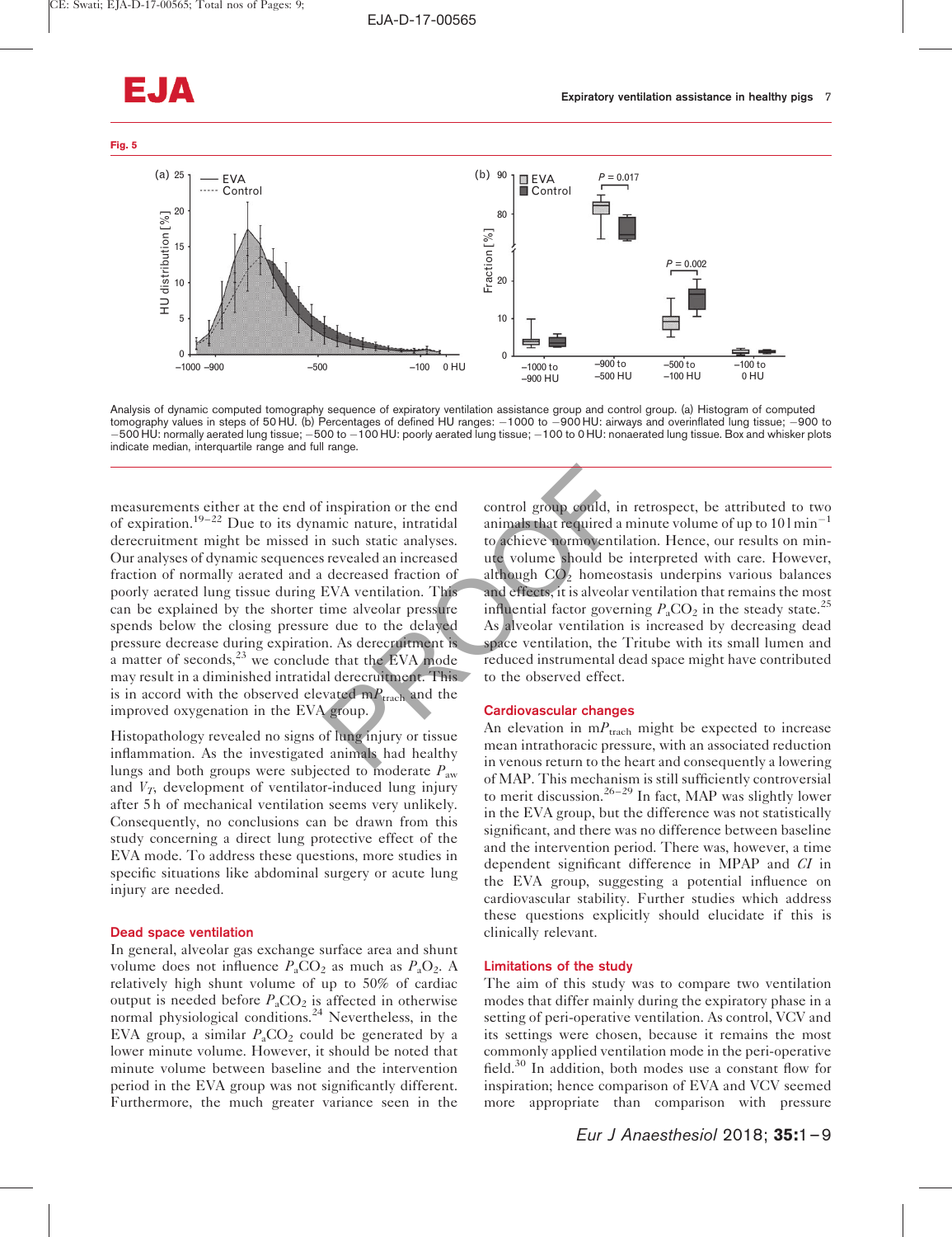**Fig. 5**

Analysis of dynamic computed tomography sequence of expiratory ventilation assistance group and control group. (a) Histogram of computed tomography values in steps of 50 HU. (b) Percentages of defined HU ranges: −1000 to −900 HU: airways and overinflated lung tissue; −900 to −500 HU: normally aerated lung tissue; −500 to −100 HU: poorly aerated lung tissue; −100 to 0 HU: nonaerated lung tissue. Box and whisker plots indicate median, interquartile range and full range.

measurements either at the end of inspiration or the end of expiration.[19–22] Due to its dynamic nature, intratidal derecruitment might be missed in such static analyses. Our analyses of dynamic sequences revealed an increased fraction of normally aerated and a decreased fraction of poorly aerated lung tissue during EVA ventilation. This can be explained by the shorter time alveolar pressure spends below the closing pressure due to the delayed pressure decrease during expiration. As derecruitment is a matter of seconds,[23] we conclude that the EVA mode may result in a diminished intratidal derecruitment. This is in accord with the observed elevated $mP_{trach}$ and the improved oxygenation in the EVA group.

Histopathology revealed no signs of lung injury or tissue inflammation. As the investigated animals had healthy lungs and both groups were subjected to moderate $P_{aw}$ and $V_T$, development of ventilator-induced lung injury after 5 h of mechanical ventilation seems very unlikely. Consequently, no conclusions can be drawn from this study concerning a direct lung protective effect of the EVA mode. To address these questions, more studies in specific situations like abdominal surgery or acute lung injury are needed.

## Dead space ventilation

In general, alveolar gas exchange surface area and shunt volume does not influence $P_aCO_2$ as much as $P_aO_2$. A relatively high shunt volume of up to 50% of cardiac output is needed before $P_aCO_2$ is affected in otherwise normal physiological conditions.[24] Nevertheless, in the EVA group, a similar $P_aCO_2$ could be generated by a lower minute volume. However, it should be noted that minute volume between baseline and the intervention period in the EVA group was not significantly different. Furthermore, the much greater variance seen in the control group could, in retrospect, be attributed to two animals that required a minute volume of up to 10 l min$^{-1}$ to achieve normoventilation. Hence, our results on minute volume should be interpreted with care. However, although $CO_2$ homeostasis underpins various balances and effects, it is alveolar ventilation that remains the most influential factor governing $P_aCO_2$ in the steady state.[25] As alveolar ventilation is increased by decreasing dead space ventilation, the Tritube with its small lumen and reduced instrumental dead space might have contributed to the observed effect.

## Cardiovascular changes

An elevation in $mP_{trach}$ might be expected to increase mean intrathoracic pressure, with an associated reduction in venous return to the heart and consequently a lowering of MAP. This mechanism is still sufficiently controversial to merit discussion.[26–29] In fact, MAP was slightly lower in the EVA group, but the difference was not statistically significant, and there was no difference between baseline and the intervention period. There was, however, a time dependent significant difference in MPAP and *CI* in the EVA group, suggesting a potential influence on cardiovascular stability. Further studies which address these questions explicitly should elucidate if this is clinically relevant.

## Limitations of the study

The aim of this study was to compare two ventilation modes that differ mainly during the expiratory phase in a setting of peri-operative ventilation. As control, VCV and its settings were chosen, because it remains the most commonly applied ventilation mode in the peri-operative field.[30] In addition, both modes use a constant flow for inspiration; hence comparison of EVA and VCV seemed more appropriate than comparison with pressure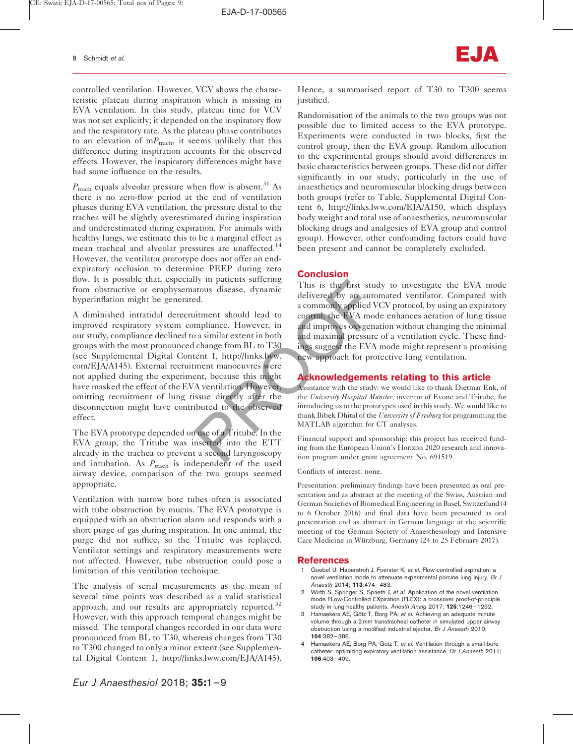controlled ventilation. However, VCV shows the characteristic plateau during inspiration which is missing in EVA ventilation. In this study, plateau time for VCV was not set explicitly; it depended on the inspiratory flow and the respiratory rate. As the plateau phase contributes to an elevation of m$P_{trach}$, it seems unlikely that this difference during inspiration accounts for the observed effects. However, the inspiratory differences might have had some influence on the results.

$P_{trach}$ equals alveolar pressure when flow is absent.[31] As there is no zero-flow period at the end of ventilation phases during EVA ventilation, the pressure distal to the trachea will be slightly overestimated during inspiration and underestimated during expiration. For animals with healthy lungs, we estimate this to be a marginal effect as mean tracheal and alveolar pressures are unaffected.[14] However, the ventilator prototype does not offer an end-expiratory occlusion to determine PEEP during zero flow. It is possible that, especially in patients suffering from obstructive or emphysematous disease, dynamic hyperinflation might be generated.

A diminished intratidal derecruitment should lead to improved respiratory system compliance. However, in our study, compliance declined to a similar extent in both groups with the most pronounced change from BL to T30 (see Supplemental Digital Content 1, http://links.lww.com/EJA/A145). External recruitment manoeuvres were not applied during the experiment, because this might have masked the effect of the EVA ventilation. However, omitting recruitment of lung tissue directly after the disconnection might have contributed to the observed effect.

The EVA prototype depended on use of a Tritube. In the EVA group, the Tritube was inserted into the ETT already in the trachea to prevent a second laryngoscopy and intubation. As $P_{trach}$ is independent of the used airway device, comparison of the two groups seemed appropriate.

Ventilation with narrow bore tubes often is associated with tube obstruction by mucus. The EVA prototype is equipped with an obstruction alarm and responds with a short purge of gas during inspiration. In one animal, the purge did not suffice, so the Tritube was replaced. Ventilator settings and respiratory measurements were not affected. However, tube obstruction could pose a limitation of this ventilation technique.

The analysis of serial measurements as the mean of several time points was described as a valid statistical approach, and our results are appropriately reported.[32] However, with this approach temporal changes might be missed. The temporal changes recorded in our data were pronounced from BL to T30, whereas changes from T30 to T300 changed to only a minor extent (see Supplemental Digital Content 1, http://links.lww.com/EJA/A145). Hence, a summarised report of T30 to T300 seems justified.

Randomisation of the animals to the two groups was not possible due to limited access to the EVA prototype. Experiments were conducted in two blocks, first the control group, then the EVA group. Random allocation to the experimental groups should avoid differences in basic characteristics between groups. These did not differ significantly in our study, particularly in the use of anaesthetics and neuromuscular blocking drugs between both groups (refer to Table, Supplemental Digital Content 6, http://links.lww.com/EJA/A150, which displays body weight and total use of anaesthetics, neuromuscular blocking drugs and analgesics of EVA group and control group). However, other confounding factors could have been present and cannot be completely excluded.

## Conclusion

This is the first study to investigate the EVA mode delivered by an automated ventilator. Compared with a commonly applied VCV protocol, by using an expiratory control, the EVA mode enhances aeration of lung tissue and improves oxygenation without changing the minimal and maximal pressure of a ventilation cycle. These findings suggest the EVA mode might represent a promising new approach for protective lung ventilation.

## Acknowledgements relating to this article

Assistance with the study: we would like to thank Dietmar Enk, of the *University Hospital Münster*, inventor of Evone and Tritube, for introducing us to the prototypes used in this study. We would like to thank Bibek Dhital of the *University of Freiburg* for programming the MATLAB algorithm for CT analyses.

Financial support and sponsorship: this project has received funding from the European Union's Horizon 2020 research and innovation program under grant agreement No. 691519.

Conflicts of interest: none.

Presentation: preliminary findings have been presented as oral presentation and as abstract at the meeting of the Swiss, Austrian and German Societies of Biomedical Engineering in Basel, Switzerland (4 to 6 October 2016) and final data have been presented as oral presentation and as abstract in German language at the scientific meeting of the German Society of Anaesthesiology and Intensive Care Medicine in Würzburg, Germany (24 to 25 February 2017).

## References

1. Goebel U, Haberstroh J, Foerster K, *et al.* Flow-controlled expiration: a novel ventilation mode to attenuate experimental porcine lung injury. *Br J Anaesth* 2014; **113**:474–483.
2. Wirth S, Springer S, Spaeth J, *et al.* Application of the novel ventilation mode FLow-Controlled EXpiration (FLEX): a crossover proof-of-principle study in lung-healthy patients. *Anesth Analg* 2017; **125**:1246–1252.
3. Hamaekers AE, Götz T, Borg PA, *et al.* Achieving an adequate minute volume through a 2 mm transtracheal catheter in simulated upper airway obstruction using a modified industrial ejector. *Br J Anaesth* 2010; **104**:382–386.
4. Hamaekers AE, Borg PA, Gotz T, *et al.* Ventilation through a small-bore catheter: optimizing expiratory ventilation assistance. *Br J Anaesth* 2011; **106**:403–409.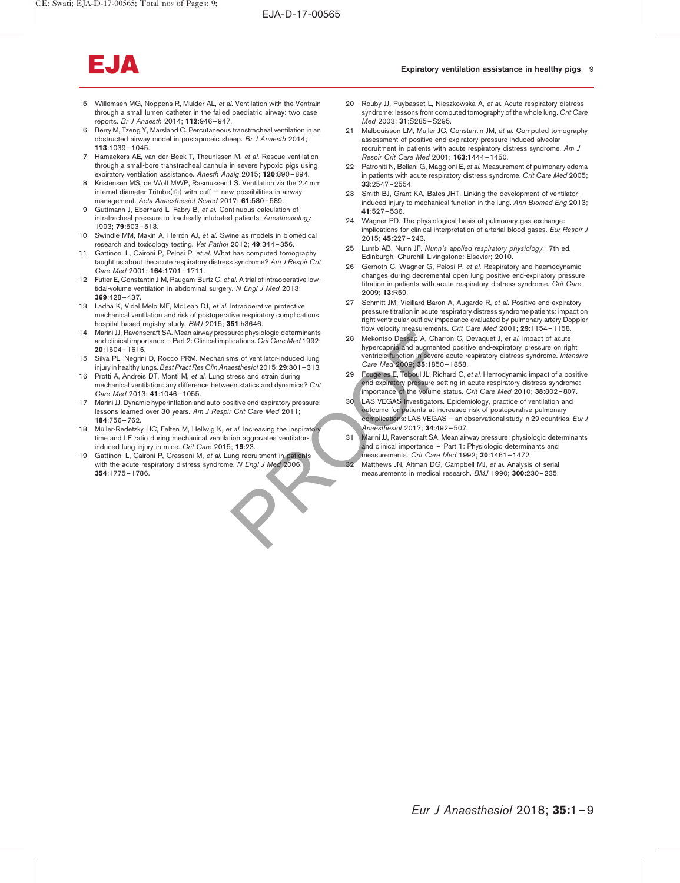5 Willemsen MG, Noppens R, Mulder AL, *et al.* Ventilation with the Ventrain through a small lumen catheter in the failed paediatric airway: two case reports. *Br J Anaesth* 2014; **112**:946–947.

6 Berry M, Tzeng Y, Marsland C. Percutaneous transtracheal ventilation in an obstructed airway model in postapnoeic sheep. *Br J Anaesth* 2014; **113**:1039–1045.

7 Hamaekers AE, van der Beek T, Theunissen M, *et al.* Rescue ventilation through a small-bore transtracheal cannula in severe hypoxic pigs using expiratory ventilation assistance. *Anesth Analg* 2015; **120**:890–894.

8 Kristensen MS, de Wolf MWP, Rasmussen LS. Ventilation via the 2.4 mm internal diameter Tritube(®) with cuff – new possibilities in airway management. *Acta Anaesthesiol Scand* 2017; **61**:580–589.

9 Guttmann J, Eberhard L, Fabry B, *et al.* Continuous calculation of intratracheal pressure in tracheally intubated patients. *Anesthesiology* 1993; **79**:503–513.

10 Swindle MM, Makin A, Herron AJ, *et al.* Swine as models in biomedical research and toxicology testing. *Vet Pathol* 2012; **49**:344–356.

11 Gattinoni L, Caironi P, Pelosi P, *et al.* What has computed tomography taught us about the acute respiratory distress syndrome? *Am J Respir Crit Care Med* 2001; **164**:1701–1711.

12 Futier E, Constantin J-M, Paugam-Burtz C, *et al.* A trial of intraoperative low-tidal-volume ventilation in abdominal surgery. *N Engl J Med* 2013; **369**:428–437.

13 Ladha K, Vidal Melo MF, McLean DJ, *et al.* Intraoperative protective mechanical ventilation and risk of postoperative respiratory complications: hospital based registry study. *BMJ* 2015; **351**:h3646.

14 Marini JJ, Ravenscraft SA. Mean airway pressure: physiologic determinants and clinical importance – Part 2: Clinical implications. *Crit Care Med* 1992; **20**:1604–1616.

15 Silva PL, Negrini D, Rocco PRM. Mechanisms of ventilator-induced lung injury in healthy lungs. *Best Pract Res Clin Anaesthesiol* 2015; **29**:301–313.

16 Protti A, Andreis DT, Monti M, *et al.* Lung stress and strain during mechanical ventilation: any difference between statics and dynamics? *Crit Care Med* 2013; **41**:1046–1055.

17 Marini JJ. Dynamic hyperinflation and auto-positive end-expiratory pressure: lessons learned over 30 years. *Am J Respir Crit Care Med* 2011; **184**:756–762.

18 Müller-Redetzky HC, Felten M, Hellwig K, *et al.* Increasing the inspiratory time and I:E ratio during mechanical ventilation aggravates ventilator-induced lung injury in mice. *Crit Care* 2015; **19**:23.

19 Gattinoni L, Caironi P, Cressoni M, *et al.* Lung recruitment in patients with the acute respiratory distress syndrome. *N Engl J Med* 2006; **354**:1775–1786.

20 Rouby JJ, Puybasset L, Nieszkowska A, *et al.* Acute respiratory distress syndrome: lessons from computed tomography of the whole lung. *Crit Care Med* 2003; **31**:S285–S295.

21 Malbouisson LM, Muller JC, Constantin JM, *et al.* Computed tomography assessment of positive end-expiratory pressure-induced alveolar recruitment in patients with acute respiratory distress syndrome. *Am J Respir Crit Care Med* 2001; **163**:1444–1450.

22 Patroniti N, Bellani G, Maggioni E, *et al.* Measurement of pulmonary edema in patients with acute respiratory distress syndrome. *Crit Care Med* 2005; **33**:2547–2554.

23 Smith BJ, Grant KA, Bates JHT. Linking the development of ventilator-induced injury to mechanical function in the lung. *Ann Biomed Eng* 2013; **41**:527–536.

24 Wagner PD. The physiological basis of pulmonary gas exchange: implications for clinical interpretation of arterial blood gases. *Eur Respir J* 2015; **45**:227–243.

25 Lumb AB, Nunn JF. *Nunn's applied respiratory physiology*, 7th ed. Edinburgh, Churchill Livingstone: Elsevier; 2010.

26 Gernoth C, Wagner G, Pelosi P, *et al.* Respiratory and haemodynamic changes during decremental open lung positive end-expiratory pressure titration in patients with acute respiratory distress syndrome. *Crit Care* 2009; **13**:R59.

27 Schmitt JM, Vieillard-Baron A, Augarde R, *et al.* Positive end-expiratory pressure titration in acute respiratory distress syndrome patients: impact on right ventricular outflow impedance evaluated by pulmonary artery Doppler flow velocity measurements. *Crit Care Med* 2001; **29**:1154–1158.

28 Mekontso Dessap A, Charron C, Devaquet J, *et al.* Impact of acute hypercapnia and augmented positive end-expiratory pressure on right ventricle function in severe acute respiratory distress syndrome. *Intensive Care Med* 2009; **35**:1850–1858.

29 Fougeres E, Teboul JL, Richard C, *et al.* Hemodynamic impact of a positive end-expiratory pressure setting in acute respiratory distress syndrome: importance of the volume status. *Crit Care Med* 2010; **38**:802–807.

30 LAS VEGAS Investigators. Epidemiology, practice of ventilation and outcome for patients at increased risk of postoperative pulmonary complications: LAS VEGAS – an observational study in 29 countries. *Eur J Anaesthesiol* 2017; **34**:492–507.

31 Marini JJ, Ravenscraft SA. Mean airway pressure: physiologic determinants and clinical importance – Part 1: Physiologic determinants and measurements. *Crit Care Med* 1992; **20**:1461–1472.

32 Matthews JN, Altman DG, Campbell MJ, *et al.* Analysis of serial measurements in medical research. *BMJ* 1990; **300**:230–235.